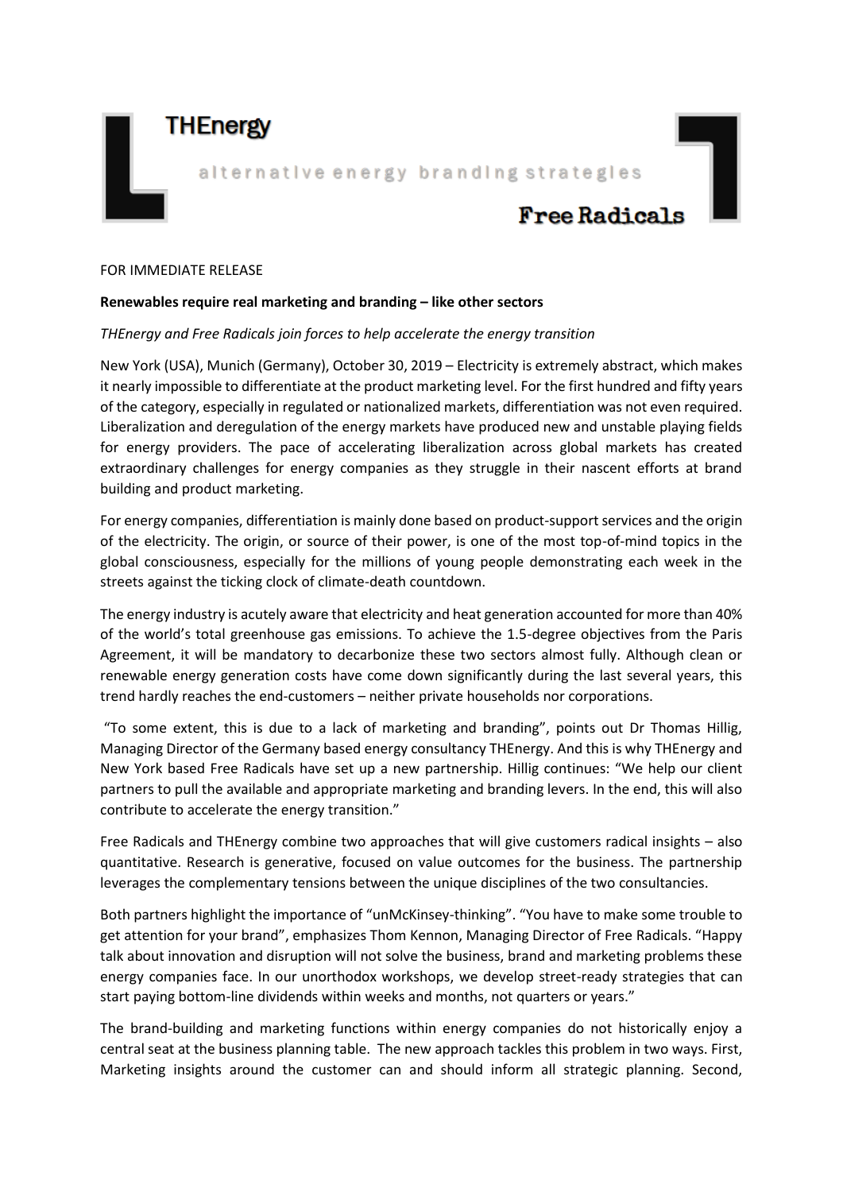THEnergy

alternative energy branding strategies

Free Radicals

FOR IMMEDIATE RELEASE

**Renewables require real marketing and branding – like other sectors**

*THEnergy and Free Radicals join forces to help accelerate the energy transition*

New York (USA), Munich (Germany), October 30, 2019 – Electricity is extremely abstract, which makes it nearly impossible to differentiate at the product marketing level. For the first hundred and fifty years of the category, especially in regulated or nationalized markets, differentiation was not even required. Liberalization and deregulation of the energy markets have produced new and unstable playing fields for energy providers. The pace of accelerating liberalization across global markets has created extraordinary challenges for energy companies as they struggle in their nascent efforts at brand building and product marketing.

For energy companies, differentiation is mainly done based on product-support services and the origin of the electricity. The origin, or source of their power, is one of the most top-of-mind topics in the global consciousness, especially for the millions of young people demonstrating each week in the streets against the ticking clock of climate-death countdown.

The energy industry is acutely aware that electricity and heat generation accounted for more than 40% of the world's total greenhouse gas emissions. To achieve the 1.5-degree objectives from the Paris Agreement, it will be mandatory to decarbonize these two sectors almost fully. Although clean or renewable energy generation costs have come down significantly during the last several years, this trend hardly reaches the end-customers – neither private households nor corporations.

"To some extent, this is due to a lack of marketing and branding", points out Dr Thomas Hillig, Managing Director of the Germany based energy consultancy THEnergy. And this is why THEnergy and New York based Free Radicals have set up a new partnership. Hillig continues: "We help our client partners to pull the available and appropriate marketing and branding levers. In the end, this will also contribute to accelerate the energy transition."

Free Radicals and THEnergy combine two approaches that will give customers radical insights – also quantitative. Research is generative, focused on value outcomes for the business. The partnership leverages the complementary tensions between the unique disciplines of the two consultancies.

Both partners highlight the importance of "unMcKinsey-thinking". "You have to make some trouble to get attention for your brand", emphasizes Thom Kennon, Managing Director of Free Radicals. "Happy talk about innovation and disruption will not solve the business, brand and marketing problems these energy companies face. In our unorthodox workshops, we develop street-ready strategies that can start paying bottom-line dividends within weeks and months, not quarters or years."

The brand-building and marketing functions within energy companies do not historically enjoy a central seat at the business planning table. The new approach tackles this problem in two ways. First, Marketing insights around the customer can and should inform all strategic planning. Second,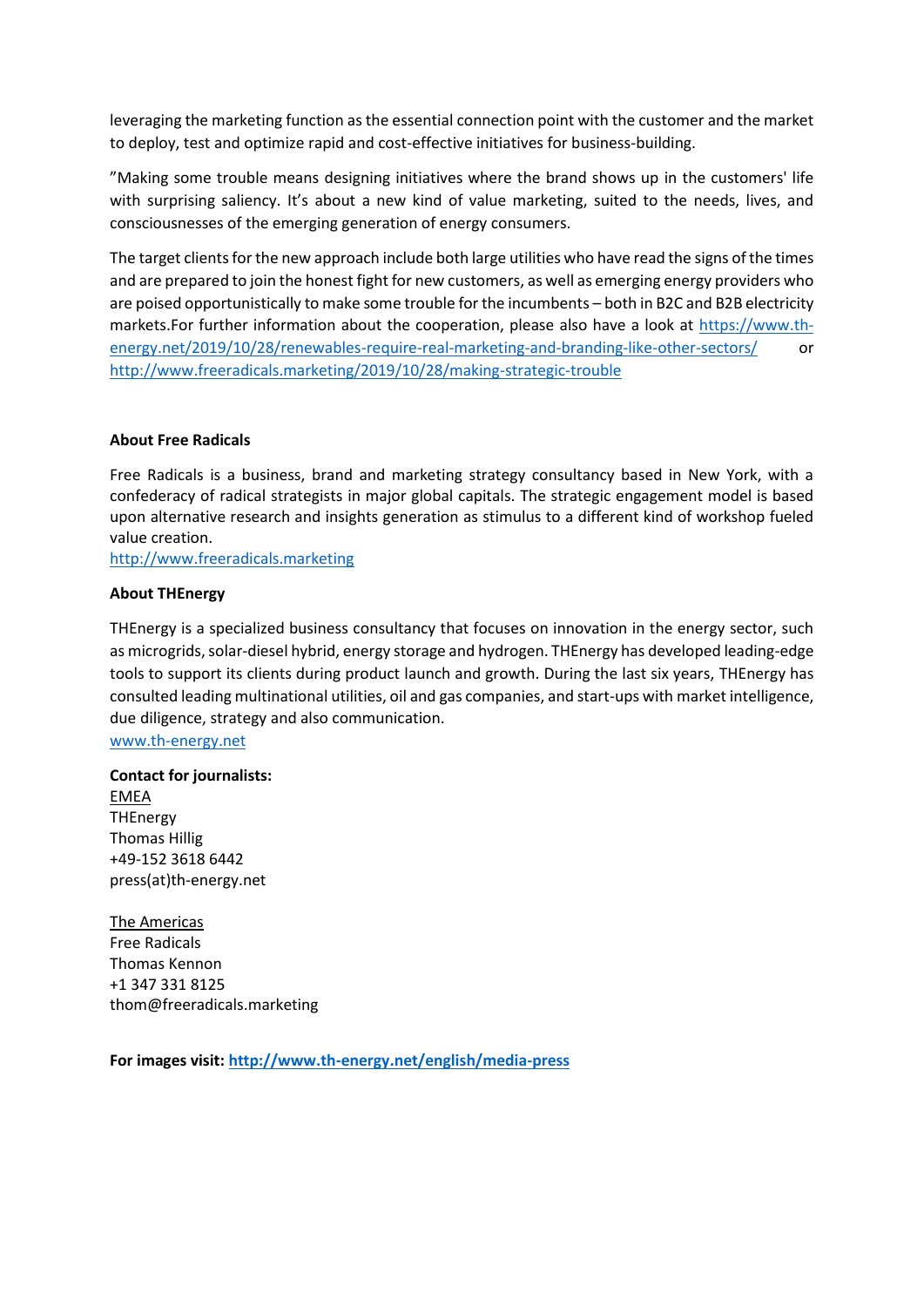leveraging the marketing function as the essential connection point with the customer and the market to deploy, test and optimize rapid and cost-effective initiatives for business-building.

"Making some trouble means designing initiatives where the brand shows up in the customers' life with surprising saliency. It's about a new kind of value marketing, suited to the needs, lives, and consciousnesses of the emerging generation of energy consumers.

The target clients for the new approach include both large utilities who have read the signs of the times and are prepared to join the honest fight for new customers, as well as emerging energy providers who are poised opportunistically to make some trouble for the incumbents – both in B2C and B2B electricity markets.For further information about the cooperation, please also have a look at [https://www.th-energy.net/2019/10/28/renewables-require-real-marketing-and-branding-like-other-sectors/](https://www.th-energy.net/2019/10/28/renewables-require-real-marketing-and-branding-like-other-sectors/) or [http://www.freeradicals.marketing/2019/10/28/making-strategic-trouble](http://www.freeradicals.marketing/2019/10/28/making-strategic-trouble)

**About Free Radicals**

Free Radicals is a business, brand and marketing strategy consultancy based in New York, with a confederacy of radical strategists in major global capitals. The strategic engagement model is based upon alternative research and insights generation as stimulus to a different kind of workshop fueled value creation.
[http://www.freeradicals.marketing](http://www.freeradicals.marketing)

**About THEnergy**

THEnergy is a specialized business consultancy that focuses on innovation in the energy sector, such as microgrids, solar-diesel hybrid, energy storage and hydrogen. THEnergy has developed leading-edge tools to support its clients during product launch and growth. During the last six years, THEnergy has consulted leading multinational utilities, oil and gas companies, and start-ups with market intelligence, due diligence, strategy and also communication.
[www.th-energy.net](http://www.th-energy.net)

**Contact for journalists:**
EMEA
THEnergy
Thomas Hillig
+49-152 3618 6442
press(at)th-energy.net

The Americas
Free Radicals
Thomas Kennon
+1 347 331 8125
thom@freeradicals.marketing

**For images visit: [http://www.th-energy.net/english/media-press](http://www.th-energy.net/english/media-press)**